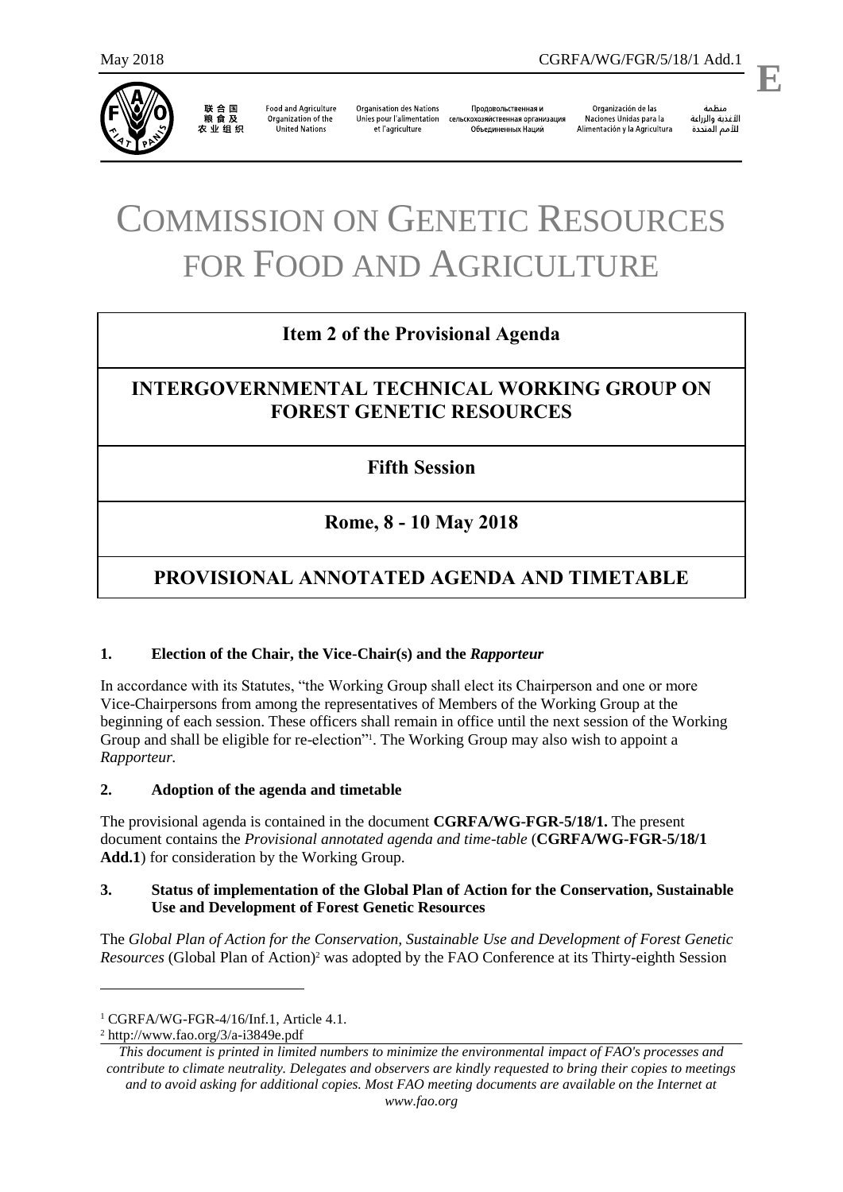# COMMISSION ON GENETIC RESOURCES FOR FOOD AND AGRICULTURE

## Item 2 of the Provisional Agenda

## INTERGOVERNMENTAL TECHNICAL WORKING GROUP ON FOREST GENETIC RESOURCES

## Fifth Session

## Rome, 8 - 10 May 2018

## PROVISIONAL ANNOTATED AGENDA AND TIMETABLE

### 1. Election of the Chair, the Vice-Chair(s) and the *Rapporteur*

In accordance with its Statutes, "the Working Group shall elect its Chairperson and one or more Vice-Chairpersons from among the representatives of Members of the Working Group at the beginning of each session. These officers shall remain in office until the next session of the Working Group and shall be eligible for re-election"[1]. The Working Group may also wish to appoint a *Rapporteur.*

### 2. Adoption of the agenda and timetable

The provisional agenda is contained in the document **CGRFA/WG-FGR-5/18/1.** The present document contains the *Provisional annotated agenda and time-table* (**CGRFA/WG-FGR-5/18/1 Add.1**) for consideration by the Working Group.

### 3. Status of implementation of the Global Plan of Action for the Conservation, Sustainable Use and Development of Forest Genetic Resources

The *Global Plan of Action for the Conservation, Sustainable Use and Development of Forest Genetic Resources* (Global Plan of Action)[2] was adopted by the FAO Conference at its Thirty-eighth Session

---

[1] CGRFA/WG-FGR-4/16/Inf.1, Article 4.1.

[2] http://www.fao.org/3/a-i3849e.pdf

*This document is printed in limited numbers to minimize the environmental impact of FAO's processes and contribute to climate neutrality. Delegates and observers are kindly requested to bring their copies to meetings and to avoid asking for additional copies. Most FAO meeting documents are available on the Internet at www.fao.org*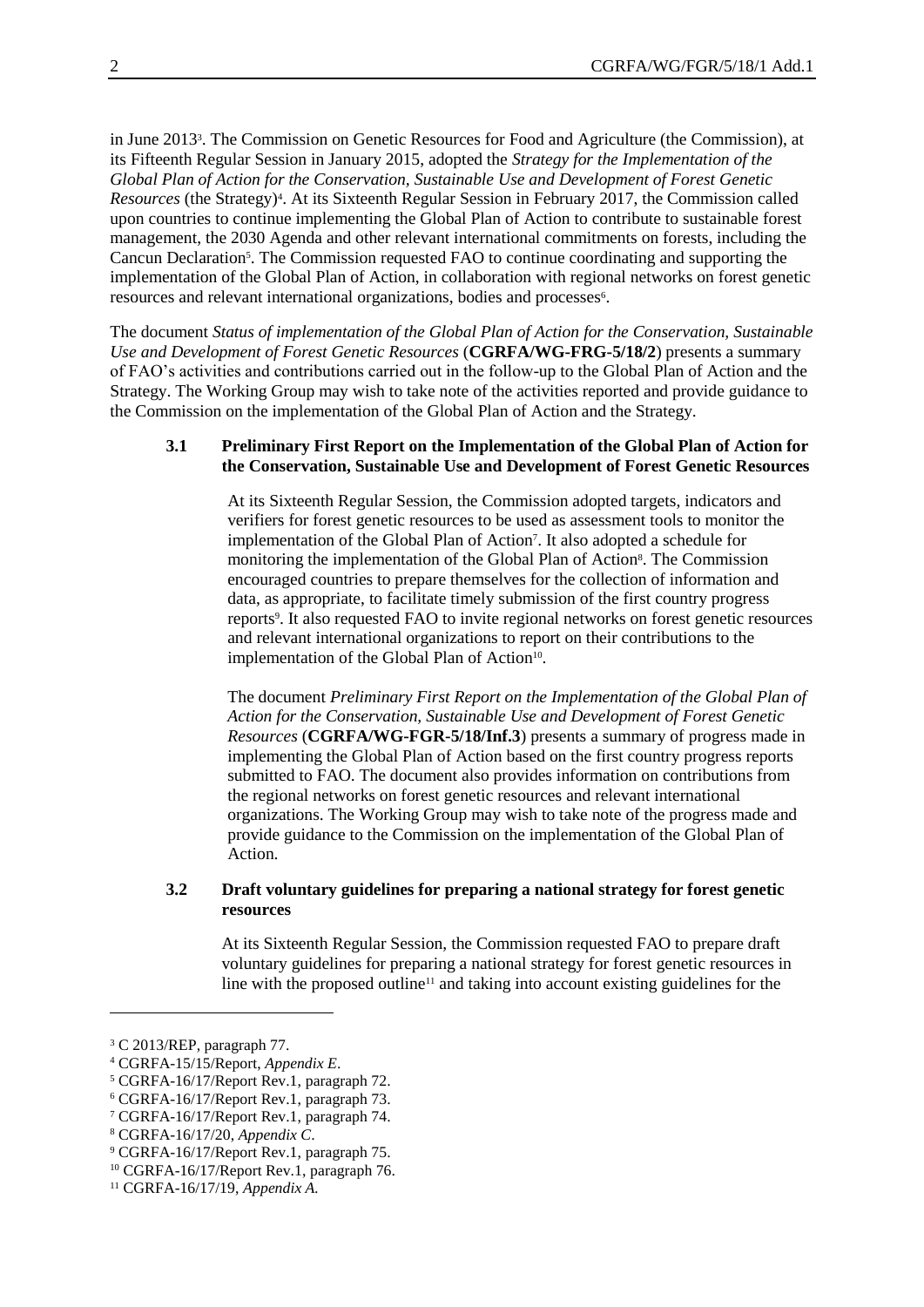in June 2013[3]. The Commission on Genetic Resources for Food and Agriculture (the Commission), at its Fifteenth Regular Session in January 2015, adopted the *Strategy for the Implementation of the Global Plan of Action for the Conservation, Sustainable Use and Development of Forest Genetic Resources* (the Strategy)[4]. At its Sixteenth Regular Session in February 2017, the Commission called upon countries to continue implementing the Global Plan of Action to contribute to sustainable forest management, the 2030 Agenda and other relevant international commitments on forests, including the Cancun Declaration[5]. The Commission requested FAO to continue coordinating and supporting the implementation of the Global Plan of Action, in collaboration with regional networks on forest genetic resources and relevant international organizations, bodies and processes[6].

The document *Status of implementation of the Global Plan of Action for the Conservation, Sustainable Use and Development of Forest Genetic Resources* (**CGRFA/WG-FRG-5/18/2**) presents a summary of FAO's activities and contributions carried out in the follow-up to the Global Plan of Action and the Strategy. The Working Group may wish to take note of the activities reported and provide guidance to the Commission on the implementation of the Global Plan of Action and the Strategy.

### 3.1 Preliminary First Report on the Implementation of the Global Plan of Action for the Conservation, Sustainable Use and Development of Forest Genetic Resources

At its Sixteenth Regular Session, the Commission adopted targets, indicators and verifiers for forest genetic resources to be used as assessment tools to monitor the implementation of the Global Plan of Action[7]. It also adopted a schedule for monitoring the implementation of the Global Plan of Action[8]. The Commission encouraged countries to prepare themselves for the collection of information and data, as appropriate, to facilitate timely submission of the first country progress reports[9]. It also requested FAO to invite regional networks on forest genetic resources and relevant international organizations to report on their contributions to the implementation of the Global Plan of Action[10].

The document *Preliminary First Report on the Implementation of the Global Plan of Action for the Conservation, Sustainable Use and Development of Forest Genetic Resources* (**CGRFA/WG-FGR-5/18/Inf.3**) presents a summary of progress made in implementing the Global Plan of Action based on the first country progress reports submitted to FAO. The document also provides information on contributions from the regional networks on forest genetic resources and relevant international organizations. The Working Group may wish to take note of the progress made and provide guidance to the Commission on the implementation of the Global Plan of Action.

### 3.2 Draft voluntary guidelines for preparing a national strategy for forest genetic resources

At its Sixteenth Regular Session, the Commission requested FAO to prepare draft voluntary guidelines for preparing a national strategy for forest genetic resources in line with the proposed outline[11] and taking into account existing guidelines for the

---

[3] C 2013/REP, paragraph 77.
[4] CGRFA-15/15/Report, *Appendix E*.
[5] CGRFA-16/17/Report Rev.1, paragraph 72.
[6] CGRFA-16/17/Report Rev.1, paragraph 73.
[7] CGRFA-16/17/Report Rev.1, paragraph 74.
[8] CGRFA-16/17/20, *Appendix C*.
[9] CGRFA-16/17/Report Rev.1, paragraph 75.
[10] CGRFA-16/17/Report Rev.1, paragraph 76.
[11] CGRFA-16/17/19, *Appendix A*.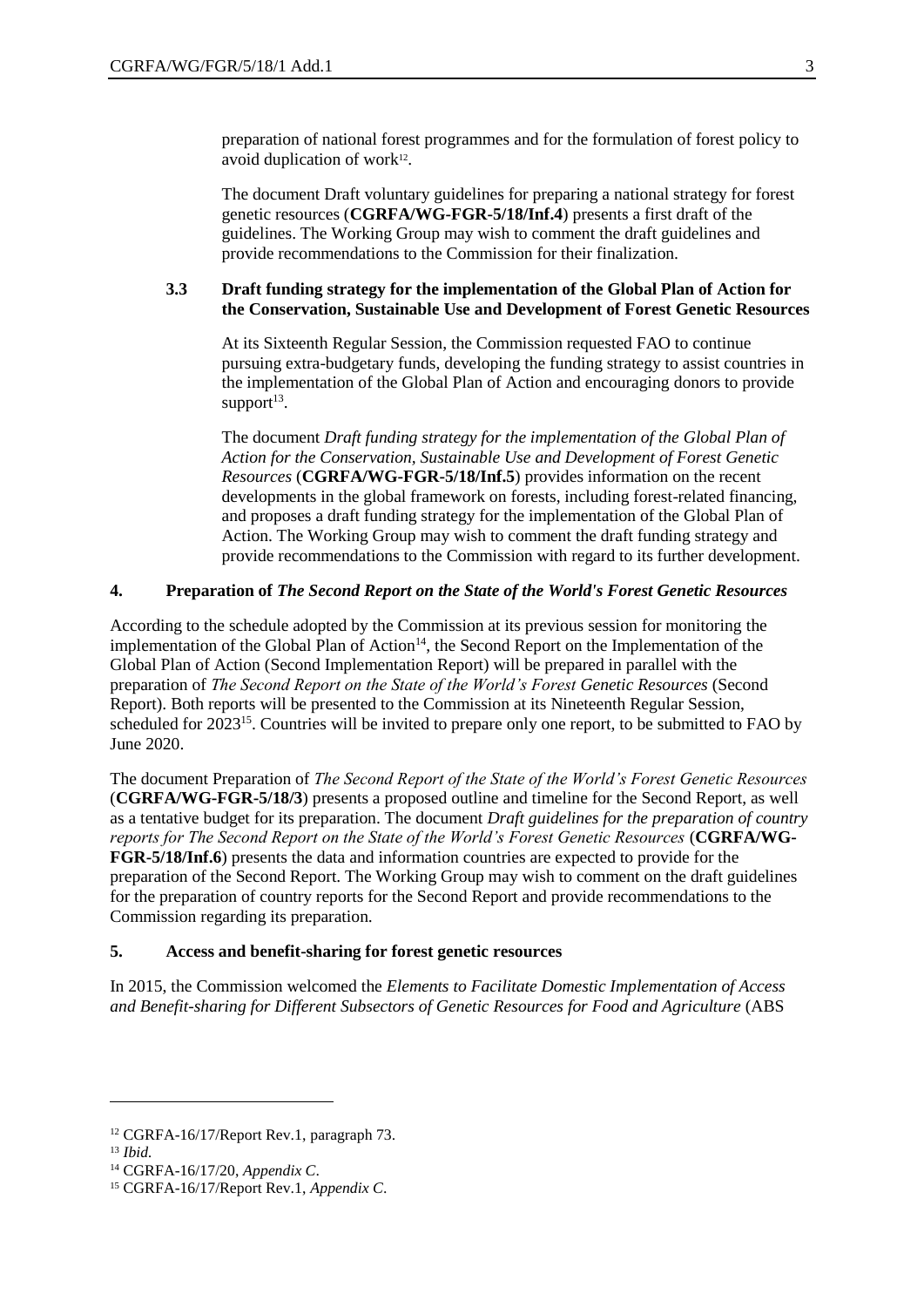preparation of national forest programmes and for the formulation of forest policy to avoid duplication of work[12].

The document Draft voluntary guidelines for preparing a national strategy for forest genetic resources (**CGRFA/WG-FGR-5/18/Inf.4**) presents a first draft of the guidelines. The Working Group may wish to comment the draft guidelines and provide recommendations to the Commission for their finalization.

### 3.3 Draft funding strategy for the implementation of the Global Plan of Action for the Conservation, Sustainable Use and Development of Forest Genetic Resources

At its Sixteenth Regular Session, the Commission requested FAO to continue pursuing extra-budgetary funds, developing the funding strategy to assist countries in the implementation of the Global Plan of Action and encouraging donors to provide support[13].

The document *Draft funding strategy for the implementation of the Global Plan of Action for the Conservation, Sustainable Use and Development of Forest Genetic Resources* (**CGRFA/WG-FGR-5/18/Inf.5**) provides information on the recent developments in the global framework on forests, including forest-related financing, and proposes a draft funding strategy for the implementation of the Global Plan of Action. The Working Group may wish to comment the draft funding strategy and provide recommendations to the Commission with regard to its further development.

## 4. Preparation of *The Second Report on the State of the World's Forest Genetic Resources*

According to the schedule adopted by the Commission at its previous session for monitoring the implementation of the Global Plan of Action[14], the Second Report on the Implementation of the Global Plan of Action (Second Implementation Report) will be prepared in parallel with the preparation of *The Second Report on the State of the World's Forest Genetic Resources* (Second Report). Both reports will be presented to the Commission at its Nineteenth Regular Session, scheduled for 2023[15]. Countries will be invited to prepare only one report, to be submitted to FAO by June 2020.

The document Preparation of *The Second Report of the State of the World's Forest Genetic Resources* (**CGRFA/WG-FGR-5/18/3**) presents a proposed outline and timeline for the Second Report, as well as a tentative budget for its preparation. The document *Draft guidelines for the preparation of country reports for The Second Report on the State of the World's Forest Genetic Resources* (**CGRFA/WG-FGR-5/18/Inf.6**) presents the data and information countries are expected to provide for the preparation of the Second Report. The Working Group may wish to comment on the draft guidelines for the preparation of country reports for the Second Report and provide recommendations to the Commission regarding its preparation.

## 5. Access and benefit-sharing for forest genetic resources

In 2015, the Commission welcomed the *Elements to Facilitate Domestic Implementation of Access and Benefit-sharing for Different Subsectors of Genetic Resources for Food and Agriculture* (ABS

---

[12] CGRFA-16/17/Report Rev.1, paragraph 73.

[13] *Ibid.*

[14] CGRFA-16/17/20, *Appendix C*.

[15] CGRFA-16/17/Report Rev.1, *Appendix C*.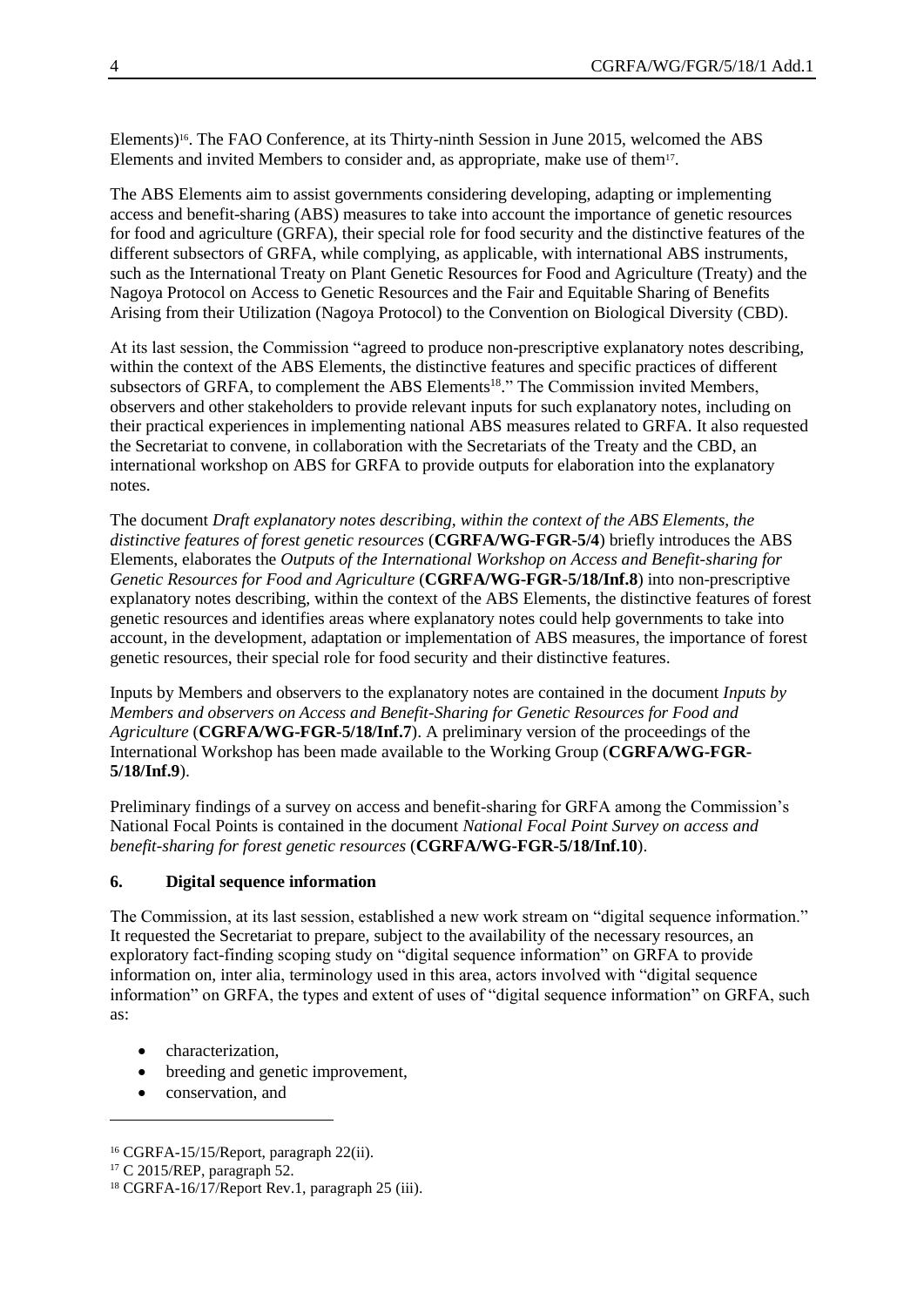Elements)[16]. The FAO Conference, at its Thirty-ninth Session in June 2015, welcomed the ABS Elements and invited Members to consider and, as appropriate, make use of them[17].

The ABS Elements aim to assist governments considering developing, adapting or implementing access and benefit-sharing (ABS) measures to take into account the importance of genetic resources for food and agriculture (GRFA), their special role for food security and the distinctive features of the different subsectors of GRFA, while complying, as applicable, with international ABS instruments, such as the International Treaty on Plant Genetic Resources for Food and Agriculture (Treaty) and the Nagoya Protocol on Access to Genetic Resources and the Fair and Equitable Sharing of Benefits Arising from their Utilization (Nagoya Protocol) to the Convention on Biological Diversity (CBD).

At its last session, the Commission "agreed to produce non-prescriptive explanatory notes describing, within the context of the ABS Elements, the distinctive features and specific practices of different subsectors of GRFA, to complement the ABS Elements[18]." The Commission invited Members, observers and other stakeholders to provide relevant inputs for such explanatory notes, including on their practical experiences in implementing national ABS measures related to GRFA. It also requested the Secretariat to convene, in collaboration with the Secretariats of the Treaty and the CBD, an international workshop on ABS for GRFA to provide outputs for elaboration into the explanatory notes.

The document *Draft explanatory notes describing, within the context of the ABS Elements, the distinctive features of forest genetic resources* (**CGRFA/WG-FGR-5/4**) briefly introduces the ABS Elements, elaborates the *Outputs of the International Workshop on Access and Benefit-sharing for Genetic Resources for Food and Agriculture* (**CGRFA/WG-FGR-5/18/Inf.8**) into non-prescriptive explanatory notes describing, within the context of the ABS Elements, the distinctive features of forest genetic resources and identifies areas where explanatory notes could help governments to take into account, in the development, adaptation or implementation of ABS measures, the importance of forest genetic resources, their special role for food security and their distinctive features.

Inputs by Members and observers to the explanatory notes are contained in the document *Inputs by Members and observers on Access and Benefit-Sharing for Genetic Resources for Food and Agriculture* (**CGRFA/WG-FGR-5/18/Inf.7**). A preliminary version of the proceedings of the International Workshop has been made available to the Working Group (**CGRFA/WG-FGR-5/18/Inf.9**).

Preliminary findings of a survey on access and benefit-sharing for GRFA among the Commission's National Focal Points is contained in the document *National Focal Point Survey on access and benefit-sharing for forest genetic resources* (**CGRFA/WG-FGR-5/18/Inf.10**).

### 6. Digital sequence information

The Commission, at its last session, established a new work stream on "digital sequence information." It requested the Secretariat to prepare, subject to the availability of the necessary resources, an exploratory fact-finding scoping study on "digital sequence information" on GRFA to provide information on, inter alia, terminology used in this area, actors involved with "digital sequence information" on GRFA, the types and extent of uses of "digital sequence information" on GRFA, such as:

- characterization,
- breeding and genetic improvement,
- conservation, and

---

[16] CGRFA-15/15/Report, paragraph 22(ii).

[17] C 2015/REP, paragraph 52.

[18] CGRFA-16/17/Report Rev.1, paragraph 25 (iii).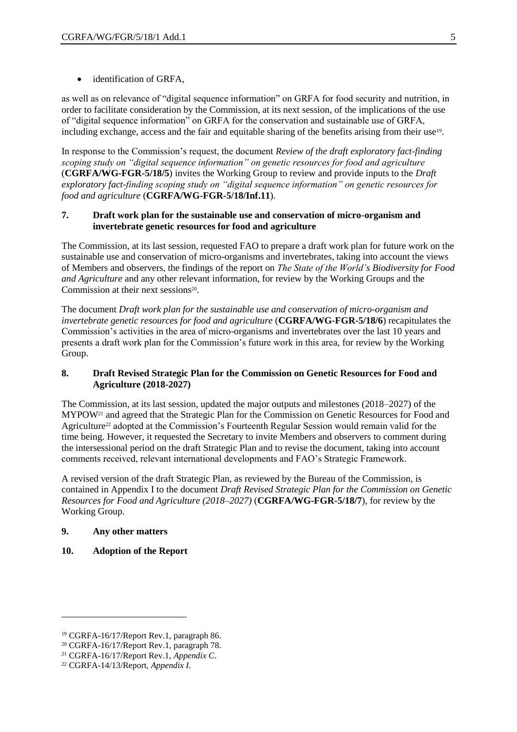- identification of GRFA,

as well as on relevance of "digital sequence information" on GRFA for food security and nutrition, in order to facilitate consideration by the Commission, at its next session, of the implications of the use of "digital sequence information" on GRFA for the conservation and sustainable use of GRFA, including exchange, access and the fair and equitable sharing of the benefits arising from their use[19].

In response to the Commission's request, the document *Review of the draft exploratory fact-finding scoping study on "digital sequence information" on genetic resources for food and agriculture* (**CGRFA/WG-FGR-5/18/5**) invites the Working Group to review and provide inputs to the *Draft exploratory fact-finding scoping study on "digital sequence information" on genetic resources for food and agriculture* (**CGRFA/WG-FGR-5/18/Inf.11**).

### 7. Draft work plan for the sustainable use and conservation of micro-organism and invertebrate genetic resources for food and agriculture

The Commission, at its last session, requested FAO to prepare a draft work plan for future work on the sustainable use and conservation of micro-organisms and invertebrates, taking into account the views of Members and observers, the findings of the report on *The State of the World's Biodiversity for Food and Agriculture* and any other relevant information, for review by the Working Groups and the Commission at their next sessions[20].

The document *Draft work plan for the sustainable use and conservation of micro-organism and invertebrate genetic resources for food and agriculture* (**CGRFA/WG-FGR-5/18/6**) recapitulates the Commission's activities in the area of micro-organisms and invertebrates over the last 10 years and presents a draft work plan for the Commission's future work in this area, for review by the Working Group.

### 8. Draft Revised Strategic Plan for the Commission on Genetic Resources for Food and Agriculture (2018-2027)

The Commission, at its last session, updated the major outputs and milestones (2018–2027) of the MYPOW[21] and agreed that the Strategic Plan for the Commission on Genetic Resources for Food and Agriculture[22] adopted at the Commission's Fourteenth Regular Session would remain valid for the time being. However, it requested the Secretary to invite Members and observers to comment during the intersessional period on the draft Strategic Plan and to revise the document, taking into account comments received, relevant international developments and FAO's Strategic Framework.

A revised version of the draft Strategic Plan, as reviewed by the Bureau of the Commission, is contained in Appendix I to the document *Draft Revised Strategic Plan for the Commission on Genetic Resources for Food and Agriculture (2018–2027)* (**CGRFA/WG-FGR-5/18/7**), for review by the Working Group.

### 9. Any other matters

### 10. Adoption of the Report

---

[19] CGRFA-16/17/Report Rev.1, paragraph 86.

[20] CGRFA-16/17/Report Rev.1, paragraph 78.

[21] CGRFA-16/17/Report Rev.1, *Appendix C*.

[22] CGRFA-14/13/Report, *Appendix I*.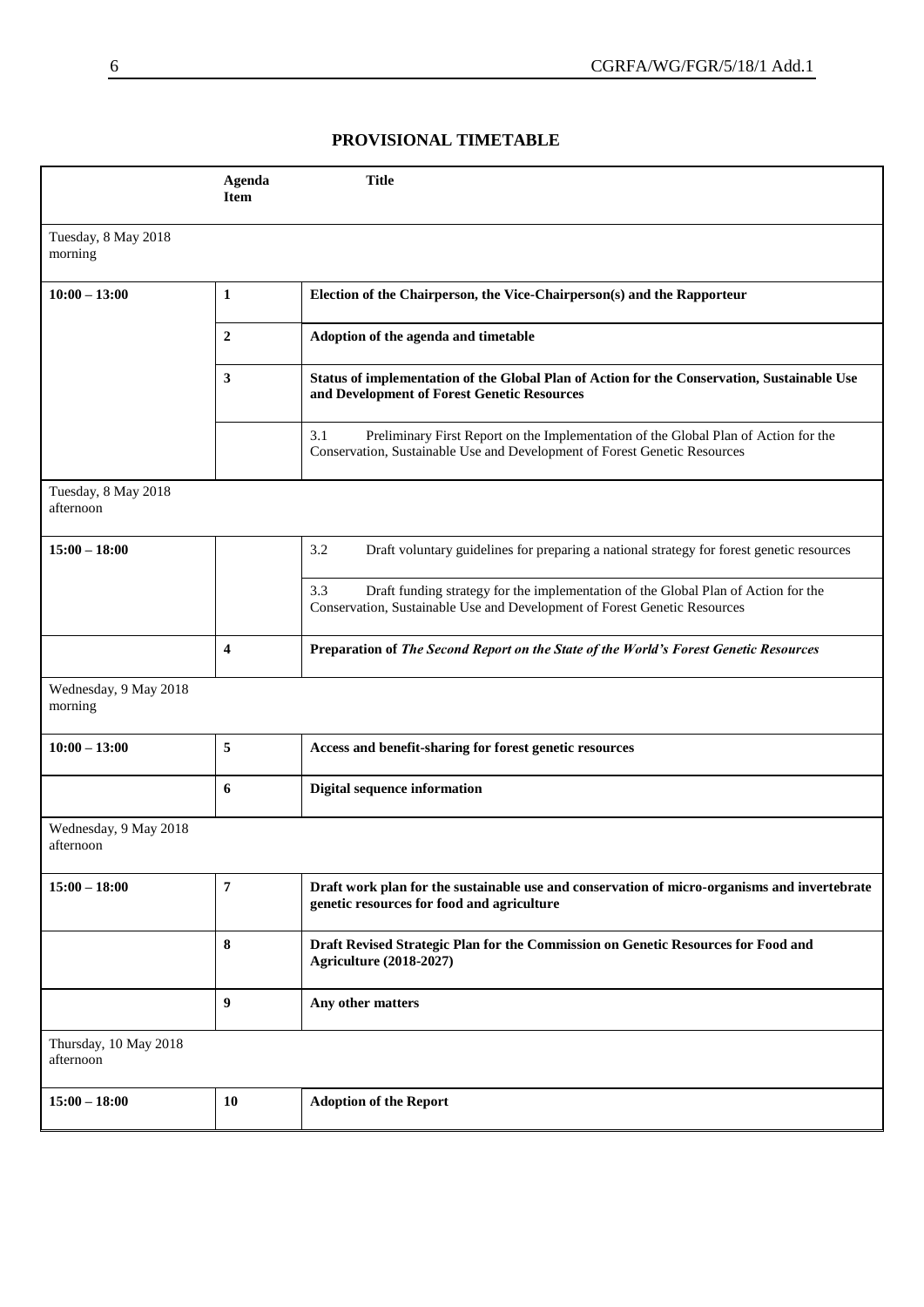## PROVISIONAL TIMETABLE

| | Agenda Item | Title |
|---|---|---|
| Tuesday, 8 May 2018 morning | | |
| **10:00 – 13:00** | **1** | **Election of the Chairperson, the Vice-Chairperson(s) and the Rapporteur** |
| | **2** | **Adoption of the agenda and timetable** |
| | **3** | **Status of implementation of the Global Plan of Action for the Conservation, Sustainable Use and Development of Forest Genetic Resources** |
| | | 3.1 Preliminary First Report on the Implementation of the Global Plan of Action for the Conservation, Sustainable Use and Development of Forest Genetic Resources |
| Tuesday, 8 May 2018 afternoon | | |
| **15:00 – 18:00** | | 3.2 Draft voluntary guidelines for preparing a national strategy for forest genetic resources |
| | | 3.3 Draft funding strategy for the implementation of the Global Plan of Action for the Conservation, Sustainable Use and Development of Forest Genetic Resources |
| | **4** | **Preparation of *The Second Report on the State of the World's Forest Genetic Resources*** |
| Wednesday, 9 May 2018 morning | | |
| **10:00 – 13:00** | **5** | **Access and benefit-sharing for forest genetic resources** |
| | **6** | **Digital sequence information** |
| Wednesday, 9 May 2018 afternoon | | |
| **15:00 – 18:00** | **7** | **Draft work plan for the sustainable use and conservation of micro-organisms and invertebrate genetic resources for food and agriculture** |
| | **8** | **Draft Revised Strategic Plan for the Commission on Genetic Resources for Food and Agriculture (2018-2027)** |
| | **9** | **Any other matters** |
| Thursday, 10 May 2018 afternoon | | |
| **15:00 – 18:00** | **10** | **Adoption of the Report** |